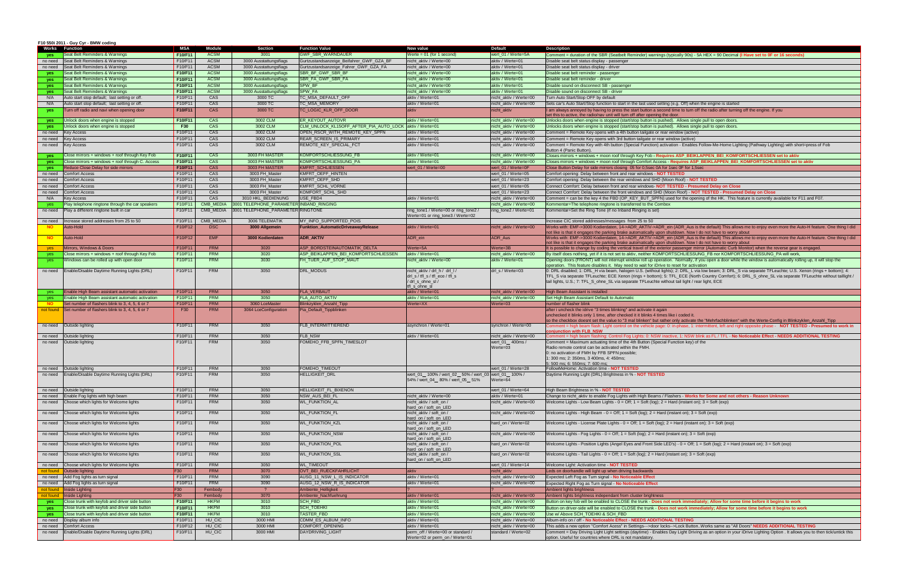**F10 550i 2011 - Guy Cyr - BMW coding**

| Works | Function | MSA | Module | Section | Function Value | New value | Default | Description |
|---|---|---|---|---|---|---|---|---|
| yes | Seat Belt Reminders & Warnings | F10/F11 | ACSM | 3001 | GWF_SBR_WARNDAUER | Werte = 01 (for 1 second) | wert_01 / Werte=5A | Comment = duration of the SBR (Seatbelt Reminder) warnings (typically 90s) - 5A HEX = 90 Decimal (I Have set to 0F or 16 seconds) |
| no need | Seat Belt Reminders & Warnings | F10/F11 | ACSM | 3000 Ausstattungsflags | Gurtzustandsanzeige_Beifahrer_GWF_GZA_BF | nicht_aktiv / Werte=00 | aktiv / Werte=01 | Disable seat belt status display - passenger |
| no need | Seat Belt Reminders & Warnings | F10/F11 | ACSM | 3000 Ausstattungsflags | Gurtzustandsanzeige_Fahrer_GWF_GZA_FA | nicht_aktiv / Werte=00 | aktiv / Werte=01 | Disable seat belt status display - driver |
| yes | Seat Belt Reminders & Warnings | F10/F11 | ACSM | 3000 Ausstattungsflags | SBR_BF_GWF_SBR_BF | nicht_aktiv / Werte=00 | aktiv / Werte=01 | Disable seat belt reminder - passenger |
| yes | Seat Belt Reminders & Warnings | F10/F11 | ACSM | 3000 Ausstattungsflags | SBR_FA_GWF_SBR_FA | nicht_aktiv / Werte=00 | aktiv / Werte=01 | Disable seat belt reminder - driver |
| yes | Seat Belt Reminders & Warnings | F10/F11 | ACSM | 3000 Ausstattungsflags | SPW_BF | nicht_aktiv / Werte=00 | aktiv / Werte=01 | Disable sound on disconnect SB - passenger |
| yes | Seat Belt Reminders & Warnings | F10/F11 | ACSM | 3000 Ausstattungsflags | SPW_FA | nicht_aktiv / Werte=00 | aktiv / Werte=01 | Disable sound on disconnect SB - driver |
| N/A | Auto start stop default; last setting or off. | F10/F11 | CAS | 3000 TC | TC_MSA_DEFAULT_OFF | aktiv / Werte=01 | nicht_aktiv / Werte=00 | Turn Auto Start/Stop OFF by default |
| N/A | Auto start stop default; last setting or off. | F10/F11 | CAS | 3000 TC | TC_MSA_MEMORY | aktiv / Werte=01 | nicht_aktiv / Werte=00 | Sets car's Auto Start/Stop function to start in the last used setting (e.g. Off) when the engine is started |
| yes | Turn off radio and navi when opening door | F10/F11 | CAS | 3000 TC | TC_LOGIC_KLR_OFF_DOOR | aktiv | nicht_aktiv | I am always annoyed by having to press the start button a second time to turn off the radio after turning off the engine. If you set this to active, the radio/nav unit will turn off after opening the door. |
| yes | Unlock doors when engine is stopped | F10/F11 | CAS | 3002 CLM | ER_KEYOUT_AUTOVR | aktiv / Werte=01 | nicht_aktiv / Werte=00 | Unlocks doors when engine is stopped (start/stop button is pushed). Allows single pull to open doors. |
| yes | Unlock doors when engine is stopped | F30 | CAS | 3002 CLM | CLM_UNLOCK_KL15OFF_AFTER_PIA_AUTO_LOCK | aktiv / Werte=01 | nicht_aktiv / Werte=00 | Unlocks doors when engine is stopped (start/stop button is pushed). Allows single pull to open doors. |
| no need | Key Access | F10/F11 | CAS | 3002 CLM | OPEN_RSCR_WITH_REMOTE_KEY_SPFN | aktiv / Werte=01 | nicht_aktiv / Werte=00 | Comment = Remote Key opens with a 4th button tailgate or rear window (active) |
| no need | Key Access | F10/F11 | CAS | 3002 CLM | REAR_SCREEN_IS_PRIMARY | aktiv / Werte=01 | nicht_aktiv / Werte=00 | Comment = Remote Key opens with 3rd button tailgate or rear window (active) |
| no need | Key Access | F10/F11 | CAS | 3002 CLM | REMOTE_KEY_SPECIAL_FCT | aktiv / Werte=01 | nicht_aktiv / Werte=00 | Comment = Remote Key with 4th button (Special Function) activation - Enables Follow-Me-Home Lighting (Pathway Lighting) with short=press of Fob Button 4 (Panic Button). |
| yes | Close mirrors + windows + roof through Key Fob | F10/F11 | CAS | 3003 FH MASTER | KOMFORTSCHLIESSUNG_FB | aktiv / Werte=01 | nicht_aktiv / Werte=00 | Closes mirrors + windows + moon roof through Key Fob - Requires ASP_BEIKLAPPEN_BEI_KOMFORTSCHLIESSEN set to aktiv |
| yes | Close mirrors + windows + roof through C. Access | F10/F11 | CAS | 3003 FH MASTER | KOMFORTSCHLIESSUNG_PA | aktiv / Werte=01 | nicht_aktiv / Werte=00 | Closes mirrors + windows + moon roof through Comfort Access - Requires ASP_BEIKLAPPEN_BEI_KOMFORTSCHLIESSEN set to aktiv |
| yes | Reduce Close Delay for side mirrors | F10/F11 | CAS | 3003 FH MASTER | KMFRT_SCHLIESSEN | wert_01 / Werte=00 | wert_01 / Werte=0F | Close Button Delay for side mirrors closing 05 for 0.5sec 0A for 1sec 0F for 1.5sec |
| no need | Comfort Access | F10/F11 | CAS | 3003 FH_Master | KMFRT_OEFF_HINTEN | | wert_01 / Werte=05 | Comfort opening: Delay between front and rear windows - NOT TESTED |
| no need | Comfort Access | F10/F11 | CAS | 3003 FH_Master | KMFRT_OEFF_SHD | | wert_01 / Werte=23 | Comfort opening: Delay between the rear windows and SHD (Moon Roof) - NOT TESTED |
| no need | Comfort Access | F10/F11 | CAS | 3003 FH_Master | KMFRT_SCHL_VORNE | | wert_01 / Werte=05 | Connect Comfort: Delay between front and rear windows- NOT TESTED - Presumed Delay on Close |
| no need | Comfort Access | F10/F11 | CAS | 3003 FH_Master | KOMFORT_SCHL_SHD | | wert_01 / Werte=23 | Connect Comfort: Delay between the front windows and SHD (Moon Roof) - NOT TESTED - Presumed Delay on Close |
| N/A | Key Access | F10/F11 | CAS | 3010 HKL_BEDIENUNG | USE_FBD4 | aktiv / Werte=01 | nicht_aktiv / Werte=00 | Comment = can be the key 4 the FBD (OP_KEY_BUT_SPFN) used for the opening of the HK. This feature is currently available for F11 and F07. |
| yes | Play telephone ringtone through the car speakers | F10/F11 | CMB_MEDIA | 3001 TELEPHONE_PARAMETER | INBAND_RINGING | | nicht_aktiv / Werte=00 | Kommentar=The telephone ringtone is transferred to the Combox |
| no need | Play a different ringtone built in car | F10/F11 | CMB_MEDIA | 3001 TELEPHONE_PARAMETER | RINGTONE | ring_tone1 / Werte=00 or ring_tone2 / Werte=01 or ring_tone3 / Werte=02 | ring_tone2 / Werte=01 | Kommentar=Set the Ring Tone (if no Inband Ringing is set) |
| no need | Increase stored addresses from 25 to 50 | F10/F11 | CMB_MEDIA | 3006 TELEMATIK | MY_INFO_SUPPORTED_POIS | | | Increase CIC stored addresses/messages from 25 to 50 |
| NO | Auto-Hold | F10/F12 | DSC | 3000 Allgemein | Funktion_AutomaticDrivewayRelease | aktiv / Werte=01 | nicht_aktiv / Werte=00 | Works with: EMF->3000 Kodierdaten, 14->ADR_AKTIV->ADR_ein (ADR_Aus is the default) This allows me to enjoy even more the Auto-H feature. One thing I did not like is that it engages the parking brake automatically upon shutdown. Now I do not have to worry about |
| NO | Auto-Hold | F10/F12 | EMF | 3000 Kodierdaten | ADR_AKTIV | ADR_ein | ADR_Aus | Works with: EMF->3000 Kodierdaten, 14->ADR_AKTIV->ADR_ein (ADR_Aus is the default) This allows me to enjoy even more the Auto-H feature. One thing I did not like is that it engages the parking brake automatically upon shutdown. Now I do not have to worry about |
| yes | Mirrors, Windows & Doors | F10/F11 | FRM | 3020 | ASP_BORDSTEINAUTOMATIK_DELTA | Werte=5A | Werte=3B | It is possible to change by coding the vertical travel of the exterior passenger mirror (Automatic Curb Monitor) when the reverse gear is engaged. |
| yes | Close mirrors + windows + roof through Key Fob | F10/F11 | FRM | 3020 | ASP_BEIKLAPPEN_BEI_KOMFORTSCHLIESSEN | aktiv / Werte=01 | nicht_aktiv / Werte=00 | By itself does nothing, yet if it is not set to aktiv, neither KOMFORTSCHLIESSUNG_FB nor KOMFORTSCHLIESSUNG_PA will work. |
| yes | Windows can be rolled up with open door | F10/F11 | FRM | 3030 | FH_TUER_AUF_STOP_MAUT | nicht_aktiv / Werte=00 | aktiv / Werte=01 | Opening doors (FRONT) will not interrupt window roll up operation. Normally, if you open a door while the window is automatically rolling up, it will stop the operation. This feature disables it. May need to wait for iDrive to reset for activation |
| no need | Enable/Disable Daytime Running Lights (DRL) | F10/F11 | FRM | 3050 | DRL_MODUS | nicht_aktiv / drl_h / drl_l / drl_s / tfl_s / tfl_ece / tfl_s / drl_s_ohne_sl / tfl_s_ohne_sl | drl_s / Werte=03 | 0: DRL disabled; 1: DRL_H via beam, halogen U.S. (without lights); 2: DRL_L via low beam; 3: DRL_S via separate TFLeuchte; U.S. Xenon (rings + bottom); 4: TFL_S via separate TFLeuchte; ECE Xenon (rings + bottom); 5: TFL_ECE (North Country Comfort); 6: DRL_S_ohne_SL via separate TFLeuchte without taillight / tail lights, U.S.; 7: TFL_S_ohne_SL via separate TFLeuchte without tail light / rear light, ECE |
| yes | Enable High Beam assistant automatic activation | F10/F11 | FRM | 3050 | FLA_VERBAUT | aktiv / Werte=01 | nicht_aktiv / Werte=00 | High Beam Assistant is installed |
| yes | Enable High Beam assistant automatic activation | F10/F11 | FRM | 3050 | FLA_AUTO_AKTIV | aktiv / Werte=01 | nicht_aktiv / Werte=00 | Set High Beam Assistant Default to Automatic |
| NO | Set number of flashers blink to 3, 4, 5, 6 or 7 | F10/F11 | FRM | 3060 LceMaster | Blinkzyklen_Anzahl_Tipp | Werte=XX | Werte=03 | number of flasher blink |
| not found | Set number of flashers blink to 3, 4, 5, 6 or 7 | F30 | FRM | 3064 LceConfiguration | Pia_Default_Tippblinken | | | after i uncheck the idrive "3 times blinking" and activate it again unchecked it blinks only 1 time, after checked it it blinks 4 times like i coded it. so the checkbox doesnt set the value to "3 mal blinken" but rather only activate the "Mehrfachblinken" with the Werte-Config in Blinkzyklen_Anzahl_Tipp |
| no need | Outside lighting | F10/F11 | FRM | 3050 | FLB_INTERMITTIEREND | asynchron / Werte=01 | synchron / Werte=00 | Comment = high beam flash: Light control on the vehicle page: 0: in-phase, 1: intermittent, left and right opposite phase - NOT TESTED - Presumed to work in conjunction with FLB_NSW |
| no need | Outside lighting | F10/F11 | FRM | 3050 | FLB_NSW | aktiv / Werte=01 | nicht_aktiv / Werte=00 | Comment = high beam flashing: Control Fog Lights: 0: NSW inactive, 1: NSW blink as FL / TFL - No Noticeable Effect - NEEDS ADDITIONAL TESTING |
| no need | Outside lighting | F10/F11 | FRM | 3050 | FOMEHO_FFB_SPFN_TIMESLOT | | wert_01_ 400ms / Werte=03 | Comment = Maximum actuating time of the 4th Button (Special Function key) of the Radio remote control can be activated within the FMH. 0: no activation of FMH by FFB SPFN possible; 1: 300 ms; 2: 350ms, 3 400ms, 4: 450ms; 5: 500 ms; 6: 550ms; 7: 600 ms; |
| no need | Outside lighting | F10/F11 | FRM | 3050 | FOMEHO_TIMEOUT | | wert_01 / Werte=28 | FollowMeHome: Activation time - NOT TESTED |
| no need | Enable/Disable Daytime Running Lights (DRL) | F10/F11 | FRM | 3050 | HELLIGKEIT_DRL | wert_01_ 100% / wert_02_ 50% / wert_03_ 54% / wert_04_ 80% / wert_05_ 51% | wert_01_ 100% / Werte=64 | Daytime Running Light (DRL) Brightness in % - NOT TESTED |
| no need | Outside lighting | F10/F11 | FRM | 3050 | HELLIGKEIT_FL_BIXENON | | wert_01 / Werte=64 | High Beam Brightness in % - NOT TESTED |
| no need | Enable Fog lights with high beam | F10/F11 | FRM | 3050 | NSW_AUS_BEI_FL | nicht_aktiv / Werte=00 | aktiv / Werte=01 | Change to nicht_aktiv to enable Fog Lights with High Beams / Flashers - Works for Some and not others - Reason Unknown |
| no need | Choose which lights for Welcome lights | F10/F11 | FRM | 3050 | WL_FUNKTION_AL | nicht_aktiv / soft_on / hard_on / soft_on_LED | nicht_aktiv / Werte=00 | Welcome Lights - Low Beam Lights - 0 = Off; 1 = Soft (log); 2 = Hard (instant on); 3 = Soft (exp) |
| no need | Choose which lights for Welcome lights | F10/F11 | FRM | 3050 | WL_FUNKTION_FL | nicht_aktiv / soft_on / hard_on / soft_on_LED | nicht_aktiv / Werte=00 | Welcome Lights - High Beam - 0 = Off; 1 = Soft (log); 2 = Hard (instant on); 3 = Soft (exp) |
| no need | Choose which lights for Welcome lights | F10/F11 | FRM | 3050 | WL_FUNKTION_KZL | nicht_aktiv / soft_on / hard_on / soft_on_LED | hard_on / Werte=02 | Welcome Lights - License Plate Lights - 0 = Off; 1 = Soft (log); 2 = Hard (instant on); 3 = Soft (exp) |
| no need | Choose which lights for Welcome lights | F10/F11 | FRM | 3050 | WL_FUNKTION_NSW | nicht_aktiv / soft_on / hard_on / soft_on_LED | nicht_aktiv / Werte=00 | Welcome Lights - Fog Lights - 0 = Off; 1 = Soft (log); 2 = Hard (instant on); 3 = Soft (exp) |
| no need | Choose which lights for Welcome lights | F10/F11 | FRM | 3050 | WL_FUNKTION_POL | nicht_aktiv / soft_on / hard_on / soft_on_LED | hard_on / Werte=02 | Welcome Lights - Position Lights (Angel Eyes and Front Side LED's) - 0 = Off; 1 = Soft (log); 2 = Hard (instant on); 3 = Soft (exp) |
| no need | Choose which lights for Welcome lights | F10/F11 | FRM | 3050 | WL_FUNKTION_SSL | nicht_aktiv / soft_on / hard_on / soft_on_LED | hard_on / Werte=02 | Welcome Lights - Tail Lights - 0 = Off; 1 = Soft (log); 2 = Hard (instant on); 3 = Soft (exp) |
| no need | Choose which lights for Welcome lights | F10/F11 | FRM | 3050 | WL_TIMEOUT | | wert_01 / Werte=14 | Welcome Light: Activation time - NOT TESTED |
| not found | Outside lighting | F30 | FRM | 3070 | OVT_BEI_RUECKFAHRLICHT | aktiv | nicht_aktiv | Leds on doorhandle will light up when driving backwards |
| no need | Add Fog lights as turn signal | F10/F11 | FRM | 3090 | AUSG_11_NSW_L_IS_INDICATOR | aktiv / Werte=01 | nicht_aktiv / Werte=00 | Expected Left Fog as Turn signal - No Noticeable Effect |
| no need | Add Fog lights as turn signal | F10/F11 | FRM | 3090 | AUSG_12_NSW_R_IS_INDICATOR | aktiv / Werte=01 | nicht_aktiv / Werte=00 | Expected Right Fog as Turn signal - No Noticeable Effect |
| not found | Inside Lighting | F30 | Fembody | ? | Ambiente_Helligkeit | ? | ? | Ambient lights brightness |
| not found | Inside Lighting | F30 | Fembody | 3070 | Ambiente_Nachfuehrung | aktiv / Werte=01 | nicht_aktiv / Werte=00 | Ambient lights brightness independant from cluster brightness |
| yes | Close trunk with keyfob and driver side button | F10/F11 | HKFM | 3010 | SCH_FBD | aktiv / Werte=01 | nicht_aktiv / Werte=00 | Button on key fob will be enabled to CLOSE the trunk - Does not work immediately; Allow for some time before it begins to work |
| yes | Close trunk with keyfob and driver side button | F10/F11 | HKFM | 3010 | SCH_TOEHKI | aktiv / Werte=01 | nicht_aktiv / Werte=00 | Button on driver-side will be enabled to CLOSE the trunk - Does not work immediately; Allow for some time before it begins to work |
| yes | Close trunk with keyfob and driver side button | F10/F11 | HKFM | 3010 | TASTER_FBD | aktiv / Werte=01 | nicht_aktiv / Werte=00 | Use w/ Above SCH_TOEHKI & SCH_FBD |
| no need | Display album info | F10/F11 | HU_CIC | 3000 HMI | CDMM_ES_ALBUM_INFO | aktiv / Werte=01 | nicht_aktiv / Werte=00 | Album-info on / off - No Noticeable Effect - NEEDS ADDITIONAL TESTING |
| no need | Comfort Access | F10/F12 | HU_CIC | 3000 HMI | COMFORT_OPENING | aktiv / Werte=01 | nicht_aktiv / Werte=00 | This adds a new option "Comfort Access" in Settings-->door locks-->Lock Button..Works same as "All Doors" NEEDS ADDITIONAL TESTING |
| no need | Enable/Disable Daytime Running Lights (DRL) | F10/F11 | HU_CIC | 3000 HMI | DAYDRIVING_LIGHT | perm_off / Werte=00 or standard / Werte=02 or perm_on / Werte=01 | standard / Werte=02 | Comment = Day Driving Light Light settings (daytime) - Enables Day Light Driving as an option in your iDrive Lighting Option . It allows you to then tick/untick this option. Useful for countries where DRL is not mandatory. |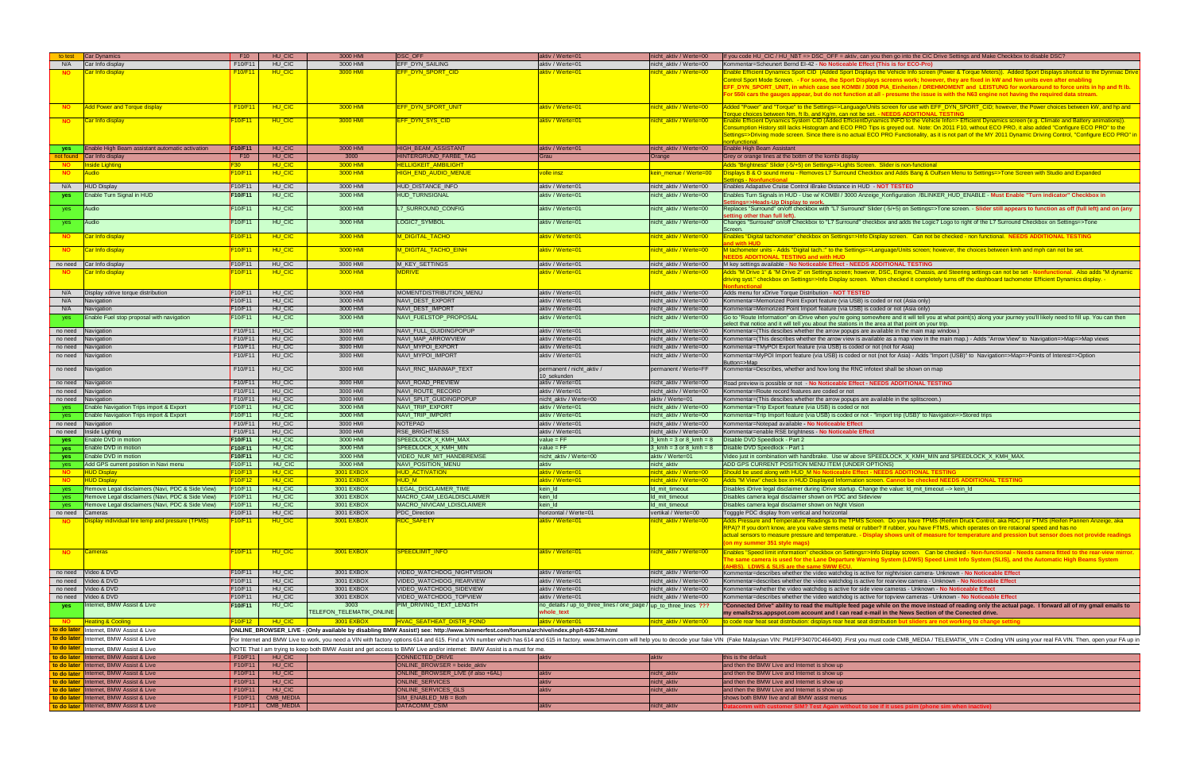| | | | | | | | | |
|---|---|---|---|---|---|---|---|---|
| to test | Car Dynamics | F10 | HU_CIC | 3000 HMI | DSC_OFF | aktiv / Werte=01 | nicht_aktiv / Werte=00 | If you code HU_CIC / HU_NBT => DSC_OFF = aktiv, can you then go into the CIC Drive Settings and Make Checkbox to disable DSC? |
| N/A | Car Info display | F10/F11 | HU_CIC | 3000 HMI | EFF_DYN_SAILING | aktiv / Werte=01 | nicht_aktiv / Werte=00 | Kommentar=Scheunert Bernd EI-42 - No Noticeable Effect (This is for ECO-Pro) |
| NO | Car Info display | F10/F11 | HU_CIC | 3000 HMI | EFF_DYN_SPORT_CID | aktiv / Werte=01 | nicht_aktiv / Werte=00 | Enable Efficient Dynamics Sport CID (Added Sport Displays the Vehicle Info screen (Power & Torque Meters)). Added Sport Displays shortcut to the Dynmaic Drive Control Sport Mode Screen. - For some, the Sport Displays screens work; however, they are fixed in kW and Nm units even after enabling EFF_DYN_SPORT_UNIT, in which case see KOMBI / 3008 PIA_Einheiten / DREHMOMENT and LEISTUNG for workaround to force units in hp and ft lb. For 550i cars the gauges appear, but do not function at all - presume the issue is with the N63 engine not having the required data stream. |
| NO | Add Power and Torque display | F10/F11 | HU_CIC | 3000 HMI | EFF_DYN_SPORT_UNIT | aktiv / Werte=01 | nicht_aktiv / Werte=00 | Added "Power" and "Torque" to the Settings=>Language/Units screen for use with EFF_DYN_SPORT_CID; however, the Power choices between kW, and hp and Torque choices between Nm, ft lb, and Kg/m, can not be set. - NEEDS ADDITIONAL TESTING |
| NO | Car Info display | F10/F11 | HU_CIC | 3000 HMI | EFF_DYN_SYS_CID | aktiv / Werte=01 | nicht_aktiv / Werte=00 | Enable Efficient Dynamics System CID (Added EfficientDynamics INFO to the Vehicle Info=> Efficient Dynamics screen (e.g. Climate and Battery animations)). Consumption History still lacks Histogram and ECO PRO Tips is greyed out. Note: On 2011 F10, without ECO PRO, it also added "Configure ECO PRO" to the Settings=>Driving mode screen. Since there is no actual ECO PRO Functionality, as it is not part of the MY 2011 Dynamic Driving Control, "Configure ECO PRO" in nonfunctional. |
| yes | Enable High Beam assistant automatic activation | F10/F11 | HU_CIC | 3000 HMI | HIGH_BEAM_ASSISTANT | aktiv / Werte=01 | nicht_aktiv / Werte=00 | Enable High Beam Assistant |
| not found | Car Info display | F10 | HU_CIC | 3000 | HINTERGRUND_FARBE_TAG | Grau | Orange | Grey or orange lines at the botm of the kombi display |
| NO | Inside Lighting | F30 | HU_CIC | 3000 HMI | HELLIGKEIT_AMBILIGHT | | | Adds "Brightness" Slider (-5/+5) on Settings=>Lights Screen. Slider is non-functional |
| NO | Audio | F10/F11 | HU_CIC | 3000 HMI | HIGH_END_AUDIO_MENUE | volle insz | kein_menue / Werte=00 | Displays B & O sound menu - Removes L7 Surround Checkbox and Adds Bang & Oulfsen Menu to Settings=>Tone Screen with Studio and Expanded Settings - Nonfunctional |
| N/A | HUD Display | F10/F11 | HU_CIC | 3000 HMI | HUD_DISTANCE_INFO | aktiv / Werte=01 | nicht_aktiv / Werte=00 | Enables Adapative Cruise Control iBrake Distance in HUD - NOT TESTED |
| yes | Enable Turn Signal in HUD | F10/F11 | HU_CIC | 3000 HMI | HUD_TURNSIGNAL | aktiv / Werte=01 | nicht_aktiv / Werte=00 | Enables Turn Signals in HUD - Use w/ KOMBI / 3000 Anzeige_Konfiguration /BLINKER_HUD_ENABLE - Must Enable "Turn indicator" Checkbox in Settings=>Heads-Up Display to work. |
| yes | Audio | F10/F11 | HU_CIC | 3000 HMI | L7_SURROUND_CONFIG | aktiv / Werte=01 | nicht_aktiv / Werte=00 | Replaces "Surround" on/off checkbox with "L7 Surround" Slider (-5/+5) on Settings=>Tone screen. - Slider still appears to function as off (full left) and on (any setting other than full left). |
| yes | Audio | F10/F11 | HU_CIC | 3000 HMI | LOGIC7_SYMBOL | aktiv / Werte=01 | nicht_aktiv / Werte=00 | Changes "Surround" on/off checkbox to "L7 Surround" checkbox and adds the Logic7 Logo to right of the L7 Surround Checkbox on Settings=>Tone Screen. |
| NO | Car Info display | F10/F11 | HU_CIC | 3000 HMI | M_DIGITAL_TACHO | aktiv / Werte=01 | nicht_aktiv / Werte=00 | Enables "Digital tachometer" checkbox on Settings=>Info Display screen. Can not be checked - non functional. NEEDS ADDITIONAL TESTING and with HUD |
| NO | Car Info display | F10/F11 | HU_CIC | 3000 HMI | M_DIGITAL_TACHO_EINH | aktiv / Werte=01 | nicht_aktiv / Werte=00 | M tachometer units - Adds "Digital tach.:" to the Settings=>Language/Units screen; however, the choices between kmh and mph can not be set. NEEDS ADDITIONAL TESTING and with HUD |
| no need | Car Info display | F10/F11 | HU_CIC | 3000 HMI | M_KEY_SETTINGS | aktiv / Werte=01 | nicht_aktiv / Werte=00 | M key settings available - No Noticeable Effect - NEEDS ADDITIONAL TESTING |
| NO | Car Info display | F10/F11 | HU_CIC | 3000 HMI | MDRIVE | aktiv / Werte=01 | nicht_aktiv / Werte=00 | Adds "M Drive 1" & "M Drive 2" on Settings screen; however, DSC, Engine, Chassis, and Steering settings can not be set - Nonfunctional. Also adds "M dynamic driving syst." checkbox on Settings=>Info Display screen. When checked it completely turns off the dashboard tachometer Efficient Dynamics display. - Nonfunctional |
| N/A | Display xdrive torque distribution | F10/F11 | HU_CIC | 3000 HMI | MOMENTDISTRIBUTION_MENU | aktiv / Werte=01 | nicht_aktiv / Werte=00 | Adds menu for xDrive Torque Distribution - NOT TESTED |
| N/A | Navigation | F10/F11 | HU_CIC | 3000 HMI | NAVI_DEST_EXPORT | aktiv / Werte=01 | nicht_aktiv / Werte=00 | Kommentar=Memorized Point Export feature (via USB) is coded or not (Asia only) |
| N/A | Navigation | F10/F11 | HU_CIC | 3000 HMI | NAVI_DEST_IMPORT | aktiv / Werte=01 | nicht_aktiv / Werte=00 | Kommentar=Memorized Point Import feature (via USB) is coded or not (Asia only) |
| yes | Enable Fuel stop proposal with navigation | F10/F11 | HU_CIC | 3000 HMI | NAVI_FUELSTOP_PROPOSAL | aktiv / Werte=01 | nicht_aktiv / Werte=00 | Go to "Route Information" on iDrive when you're going somewhere and it will tell you at what point(s) along your journey you'll likely need to fill up. You can then select that notice and it will tell you about the stations in the area at that point on your trip. |
| no need | Navigation | F10/F11 | HU_CIC | 3000 HMI | NAVI_FULL_GUIDINGPOPUP | aktiv / Werte=01 | nicht_aktiv / Werte=00 | Kommentar=(This descibes whether the arrow popups are available in the main map window.) |
| no need | Navigation | F10/F11 | HU_CIC | 3000 HMI | NAVI_MAP_ARROWVIEW | aktiv / Werte=01 | nicht_aktiv / Werte=00 | Kommentar=(This describes whether the arrow view is available as a map view in the main map.) - Adds "Arrow View" to Navigation=>Map=>Map views |
| no need | Navigation | F10/F11 | HU_CIC | 3000 HMI | NAVI_MYPOI_EXPORT | aktiv / Werte=01 | nicht_aktiv / Werte=00 | Kommentar=TMyPOI Export feature (via USB) is coded or not (not for Asia) |
| no need | Navigation | F10/F11 | HU_CIC | 3000 HMI | NAVI_MYPOI_IMPORT | aktiv / Werte=01 | nicht_aktiv / Werte=00 | Kommentar=MyPOI Import feature (via USB) is coded or not (not for Asia) - Adds "Import (USB)" to Navigation=>Map=>Points of Interest=>Option Button=>Map |
| no need | Navigation | F10/F11 | HU_CIC | 3000 HMI | NAVI_RNC_MAINMAP_TEXT | permanent / nicht_aktiv / 10_sekunden | permanent / Werte=FF | Kommentar=Describes, whether and how long the RNC infotext shall be shown on map |
| no need | Navigation | F10/F11 | HU_CIC | 3000 HMI | NAVI_ROAD_PREVIEW | aktiv / Werte=01 | nicht_aktiv / Werte=00 | Road preview is possible or not - No Noticeable Effect - NEEDS ADDITIONAL TESTING |
| no need | Navigation | F10/F11 | HU_CIC | 3000 HMI | NAVI_ROUTE_RECORD | aktiv / Werte=01 | nicht_aktiv / Werte=00 | Kommentar=Route record features are coded or not |
| no need | Navigation | F10/F11 | HU_CIC | 3000 HMI | NAVI_SPLIT_GUIDINGPOPUP | nicht_aktiv / Werte=00 | aktiv / Werte=01 | Kommentar=(This descibes whether the arrow popups are available in the splitscreen.) |
| yes | Enable Navigation Trips import & Export | F10/F11 | HU_CIC | 3000 HMI | NAVI_TRIP_EXPORT | aktiv / Werte=01 | nicht_aktiv / Werte=00 | Kommentar=Trip Export feature (via USB) is coded or not |
| yes | Enable Navigation Trips import & Export | F10/F11 | HU_CIC | 3000 HMI | NAVI_TRIP_IMPORT | aktiv / Werte=01 | nicht_aktiv / Werte=00 | Kommentar=Trip Import feature (via USB) is coded or not - "Import trip (USB)" to Navigation=>Stored trips |
| no need | Navigation | F10/F11 | HU_CIC | 3000 HMI | NOTEPAD | aktiv / Werte=01 | nicht_aktiv / Werte=00 | Kommentar=Notepad available - No Noticeable Effect |
| no need | Inside Lighting | F10/F11 | HU_CIC | 3000 HMI | RSE_BRIGHTNESS | aktiv / Werte=01 | nicht_aktiv / Werte=00 | Kommentar=enable RSE brightness - No Noticeable Effect |
| yes | Enable DVD in motion | F10/F11 | HU_CIC | 3000 HMI | SPEEDLOCK_X_KMH_MAX | value = FF | 3_kmh = 3 or 8_kmh = 8 | Disable DVD Speedlock - Part 2 |
| yes | Enable DVD in motion | F10/F11 | HU_CIC | 3000 HMI | SPEEDLOCK_X_KMH_MIN | value = FF | 3_kmh = 3 or 8_kmh = 8 | Disable DVD Speedlock - Part 1 |
| yes | Enable DVD in motion | F10/F11 | HU_CIC | 3000 HMI | VIDEO_NUR_MIT_HANDBREMSE | nicht_aktiv / Werte=00 | aktiv / Werte=01 | Video just in combination with handbrake. Use w/ above SPEEDLOCK_X_KMH_MIN and SPEEDLOCK_X_KMH_MAX. |
| yes | Add GPS current position in Navi menu | F10/F11 | HU_CIC | 3000 HMI | NAVI_POSITION_MENU | aktiv | nicht_aktiv | ADD GPS CURRENT POSITION MENU ITEM (UNDER OPTIONS) |
| NO | HUD Display | F10/F13 | HU_CIC | 3001 EXBOX | HUD_ACTIVATION | aktiv / Werte=01 | nicht_aktiv / Werte=00 | Should be used along with HUD_M No Noticeable Effect - NEEDS ADDITIONAL TESTING |
| NO | HUD Display | F10/F12 | HU_CIC | 3001 EXBOX | HUD_M | aktiv / Werte=01 | nicht_aktiv / Werte=00 | Adds "M View" check box in HUD Displayed Information screen. Cannot be checked NEEDS ADDITIONAL TESTING |
| yes | Remove Legal disclaimers (Navi, PDC & Side View) | F10/F11 | HU_CIC | 3001 EXBOX | LEGAL_DISCLAIMER_TIME | kein_Id | Id_mit_timeout | Disables iDrive legal disclaimer during iDrive startup. Change the value: Id_mit_timeout --> kein_Id |
| yes | Remove Legal disclaimers (Navi, PDC & Side View) | F10/F11 | HU_CIC | 3001 EXBOX | MACRO_CAM_LEGALDISCLAIMER | kein_Id | Id_mit_timeout | Disables camera legal disclaimer shown on PDC and Sideview |
| yes | Remove Legal disclaimers (Navi, PDC & Side View) | F10/F11 | HU_CIC | 3001 EXBOX | MACRO_NIVICAM_LDISCLAIMER | kein_Id | Id_mit_timeout | Disables camera legal disclaimer shown on Night Vision |
| no need | Cameras | F10/F11 | HU_CIC | 3001 EXBOX | PDC_Direction | horizontal / Werte=01 | vertikal / Werte=00 | Togggle PDC display from vertical and horizontal |
| NO | Display individual tire temp and pressure (TPMS) | F10/F11 | HU_CIC | 3001 EXBOX | RDC_SAFETY | aktiv / Werte=01 | nicht_aktiv / Werte=00 | Adds Pressure and Temperature Readings to the TPMS Screen. Do you have TPMS (Reifen Druck Control, aka RDC ) or FTMS (Reifen Pannen Anzeige, aka RPA)? If you don't know, are you valve stems metal or rubber? If rubber, you have FTMS, which operates on tire rotaional speed and has no actual sensors to measure pressure and temperature. - Display shows unit of measure for temperature and pression but sensor does not provide readings (on my summer 351 style mags) |
| NO | Cameras | F10/F11 | HU_CIC | 3001 EXBOX | SPEEDLIMIT_INFO | aktiv / Werte=01 | nicht_aktiv / Werte=00 | Enables "Speed limit information" checkbox on Settings=>Info Display screen. Can be checked - Non-functional - Needs camera fitted to the rear-view mirror. The same camera is used for the Lane Departure Warning System (LDWS) Speed Limit Info System (SLIS), and the Automatic High Beams System (AHBS). LDWS & SLIS are the same SWW ECU. |
| no need | Video & DVD | F10/F11 | HU_CIC | 3001 EXBOX | VIDEO_WATCHDOG_NIGHTVISION | aktiv / Werte=01 | nicht_aktiv / Werte=00 | Kommentar=describes whether the video watchdog is active for nightvision camera- Unknown - No Noticeable Effect |
| no need | Video & DVD | F10/F11 | HU_CIC | 3001 EXBOX | VIDEO_WATCHDOG_REARVIEW | aktiv / Werte=01 | nicht_aktiv / Werte=00 | Kommentar=describes whether the video watchdog is active for rearview camera - Unknown - No Noticeable Effect |
| no need | Video & DVD | F10/F11 | HU_CIC | 3001 EXBOX | VIDEO_WATCHDOG_SIDEVIEW | aktiv / Werte=01 | nicht_aktiv / Werte=00 | Kommentar=whether the video watchdog is active for side view cameras - Unknown - No Noticeable Effect |
| no need | Video & DVD | F10/F11 | HU_CIC | 3001 EXBOX | VIDEO_WATCHDOG_TOPVIEW | aktiv / Werte=01 | nicht_aktiv / Werte=00 | Kommentar=describes whether the video watchdog is active for topview cameras - Unknown - No Noticeable Effect |
| yes | Internet, BMW Assist & Live | F10/F11 | HU_CIC | 3003 TELEFON_TELEMATIK_ONLINE | PIM_DRIVING_TEXT_LENGTH | no_details / up_to_three_lines / one_page / whole_text | up_to_three_lines ??? | "Connected Drive" ability to read the multiple feed page while on the move instead of reading only the actual page. I forward all of my gmail emails to my emails2rss.appspot.com account and I can read e-mail in the News Section of the Conected drive. |
| NO | Heating & Cooling | F10/F12 | HU_CIC | 3001 EXBOX | HVAC_SEATHEAT_DISTR_FOND | aktiv / Werte=01 | nicht_aktiv / Werte=00 | to code rear heat seat distribution: displays rear heat seat distribution but sliders are not working to change setting |
| to do later | Internet, BMW Assist & Live | ONLINE_BROWSER_LIVE - (Only available by disabling BMW Assist!) see: http://www.bimmerfest.com/forums/archive/index.php/t-635748.html | | | | | | |
| to do later | Internet, BMW Assist & Live | For Internet and BMW Live to work, you need a VIN with factory options 614 and 615. Find a VIN number which has 614 and 615 in factory. www.bmwvin.com will help you to decode your fake VIN (Fake Malaysian VIN: PM1FP34070C466490) .First you must code CMB_MEDIA / TELEMATIK_VIN = Coding VIN using your real FA VIN. Then, open your FA up in | | | | | | |
| to do later | Internet, BMW Assist & Live | NOTE That I am trying to keep both BMW Assist and get access to BMW Live and/or internet: BMW Assist is a must for me. | | | | | | |
| to do later | Internet, BMW Assist & Live | F10/F11 | HU_CIC | | CONNECTED_DRIVE | aktiv | aktiv | this is the default |
| to do later | Internet, BMW Assist & Live | F10/F11 | HU_CIC | | ONLINE_BROWSER = beide_aktiv | | | and then the BMW Live and Internet is show up |
| to do later | Internet, BMW Assist & Live | F10/F11 | HU_CIC | | ONLINE_BROWSER_LIVE (if also +6AL) | aktiv | nicht_aktiv | and then the BMW Live and Internet is show up |
| to do later | Internet, BMW Assist & Live | F10/F11 | HU_CIC | | ONLINE_SERVICES | aktiv | nicht_aktiv | and then the BMW Live and Internet is show up |
| to do later | Internet, BMW Assist & Live | F10/F11 | HU_CIC | | ONLINE_SERVICES_GLS | aktiv | nicht_aktiv | and then the BMW Live and Internet is show up |
| to do later | Internet, BMW Assist & Live | F10/F11 | CMB_MEDIA | | SIM_ENABLED_MB = Both | | | shows both BMW live and all BMW assist menus |
| to do later | Internet, BMW Assist & Live | F10/F11 | CMB_MEDIA | | DATACOMM_CSIM | aktiv | nicht_aktiv | Datacomm with customer SIM? Test Again without to see if it uses psim (phone sim when inactive) |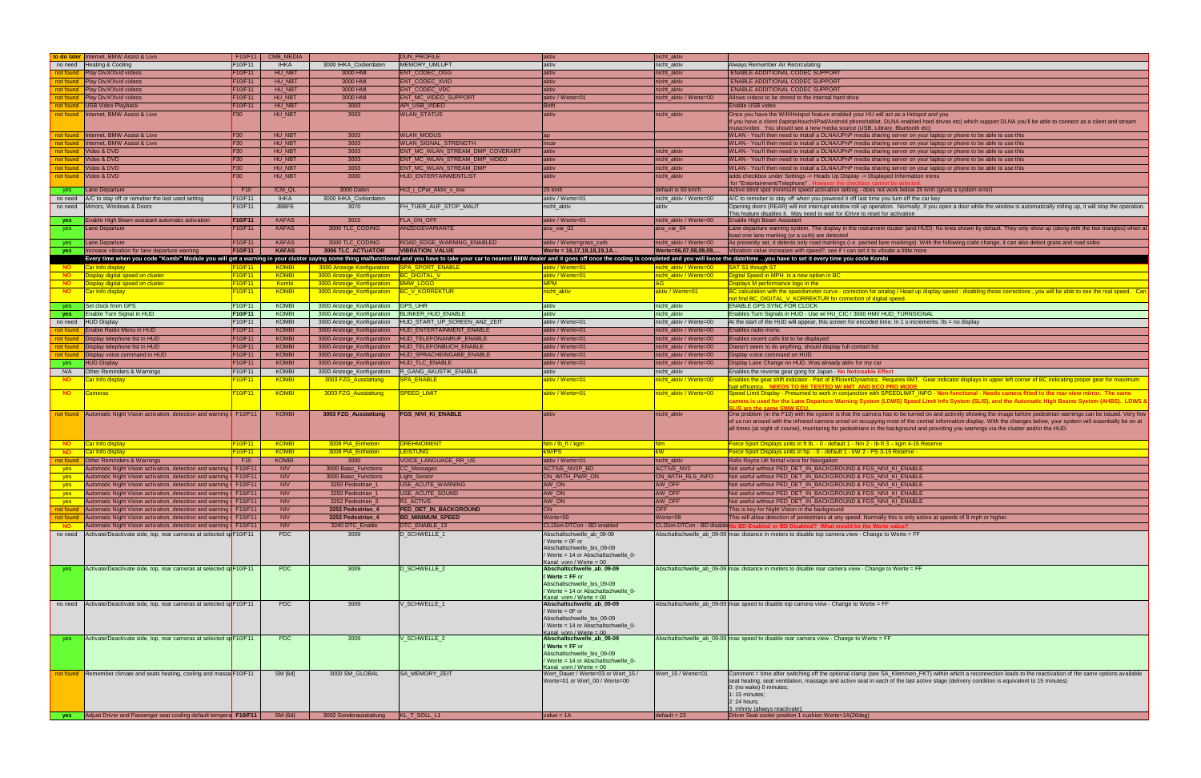| to do later | Internet, BMW Assist & Live | F10/F11 | CMB_MEDIA | | DUN_PROFILE | aktiv | nicht_aktiv | |
|---|---|---|---|---|---|---|---|---|
| no need | Heating & Cooling | F10/F11 | IHKA | 3000 IHKA_Codierdaten | MEMORY_UMLUFT | aktiv | nicht_aktiv | Always Remember Air Recirculating |
| not found | Play Div/X/Xvid videos | F10/F11 | HU_NBT | 3000 HMI | ENT_CODEC_OGG | aktiv | nicht_aktiv | ENABLE ADDITIONAL CODEC SUPPORT |
| not found | Play Div/X/Xvid videos | F10/F11 | HU_NBT | 3000 HMI | ENT_CODEC_XVID | aktiv | nicht_aktiv | ENABLE ADDITIONAL CODEC SUPPORT |
| not found | Play Div/X/Xvid videos | F10/F11 | HU_NBT | 3000 HMI | ENT_CODEC_VDC | aktiv | nicht_aktiv | ENABLE ADDITIONAL CODEC SUPPORT |
| not found | Play Div/X/Xvid videos | F10/F11 | HU_NBT | 3000 HMI | ENT_MC_VIDEO_SUPPORT | aktiv / Werte=01 | nicht_aktiv / Werte=00 | Allows videos to be stored to the internal hard drive |
| not found | USB Video Playback | F10/F11 | HU_NBT | 3003 | API_USB_VIDEO | Both | | Enable USB video |
| not found | Internet, BMW Assist & Live | F30 | HU_NBT | 3003 | WLAN_STATUS | aktiv | nicht_aktiv | Once you have the Wifi/Hotspot feature enabled your HU will act as a Hotspot and you If you have a client (laptop/touch/iPad/Android phone/tablet, DLNA enabled hard drives etc) which support DLNA you'll be able to connect as a client and stream music/video . You should see a new media source (USB, Library, Bluetooth etc) |
| not found | Internet, BMW Assist & Live | F30 | HU_NBT | 3003 | WLAN_MODUS | ap | | WLAN - You'll then need to install a DLNA/UPnP media sharing server on your laptop or phone to be able to use this |
| not found | Internet, BMW Assist & Live | F30 | HU_NBT | 3003 | WLAN_SIGNAL_STRENGTH | incar | | WLAN - You'll then need to install a DLNA/UPnP media sharing server on your laptop or phone to be able to use this |
| not found | Video & DVD | F30 | HU_NBT | 3003 | ENT_MC_WLAN_STREAM_DMP_COVERART | aktiv | nicht_aktiv | WLAN - You'll then need to install a DLNA/UPnP media sharing server on your laptop or phone to be able to use this |
| not found | Video & DVD | F30 | HU_NBT | 3003 | ENT_MC_WLAN_STREAM_DMP_VIDEO | aktiv | nicht_aktiv | WLAN - You'll then need to install a DLNA/UPnP media sharing server on your laptop or phone to be able to use this |
| not found | Video & DVD | F30 | HU_NBT | 3003 | ENT_MC_WLAN_STREAM_DMP | aktiv | nicht_aktiv | WLAN - You'll then need to install a DLNA/UPnP media sharing server on your laptop or phone to be able to use this |
| not found | Video & DVD | F30 | HU_NBT | 3000 | HUD_ENTERTAINMENTLIST | aktiv | nicht_aktiv | adds checkbox under Settings -> Heads Up Display -> Displayed Information menu for "Entertainment/Telephone" . However the checkbox cannot be selected |
| yes | Lane Departure | F10 | ICM_QL | 3000 Daten | Hc2_i_CPar_Aktiv_v_low | 25 km/h | default is 50 km/h | Active blind spot minimum speed activation setting - does not work below 25 kmh (gives a system error) |
| no need | A/C to stay off or remeber the last used setting | F10/F11 | IHKA | 3000 IHKA_Codierdaten | | aktiv / Werte=01 | nicht_aktiv / Werte=00 | A/C to remeber to stay off when you powered it off last time you turn off the car key |
| no need | Mirrors, Windows & Doors | F10/F11 | JBBFE | 3070 | FH_TUER_AUF_STOP_MAUT | nicht_aktiv | aktiv | Opening doors (REAR) will not interrupt window roll up operation. Normally, if you open a door while the window is automatically rolling up, it will stop the operation. This feature disables it. May need to wait for iDrive to reset for activation |
| yes | Enable High Beam assistant automatic activation | F10/F11 | KAFAS | 3015 | FLA_ON_OFF | aktiv / Werte=01 | nicht_aktiv / Werte=00 | Enable High Beam Assistant |
| yes | Lane Departure | F10/F11 | KAFAS | 3000 TLC_CODING | ANZEIGEVARIANTE | anz_var_02 | anz_var_04 | Lane departure warning system, The display in the instrument cluster (and HUD): No lines shown by default. They only show up (along with the two triangles) when at least one lane marking (or a curb) are detected |
| yes | Lane Departure | F10/F11 | KAFAS | 3000 TLC_CODING | ROAD_EDGE_WARNING_ENABLED | aktiv / Werte=grass_curb | nicht_aktiv / Werte=00 | As presently set, it detects only road markings (i.e. painted lane markings). With the following code change, it can also detect grass and road sides |
| yes | Increase vibration for lane departure warning | F10/F11 | KAFAS | 3006 TLC_ACTUATOR | VIBRATION_VALUE | Werte = 16,17,18,18,19,1A... | Werte=06,07,08,08,09,... | Vibration value increases with speed?, see if I can set it to vibrate a little more |
| Every time when you code "Kombi" Module you will get a warning in your cluster saying some thing malfunctioned and you have to take your car to nearest BMW dealer and it goes off once the coding is completed and you will loose the date/time ...you have to set it every time you code Kombi | | | | | | | | |
| NO | Car Info display | F10/F11 | KOMBI | 3000 Anzeige Konfiguration | SPA_SPORT_ENABLE | aktiv / Werte=01 | nicht_aktiv / Werte=00 | SAT S1 though S7 |
| NO | Display digital speed on cluster | F10/F11 | KOMBI | 3000 Anzeige_Konfiguration | BC_DIGITAL_V | aktiv / Werte=01 | nicht_aktiv / Werte=00 | Digital Speed in MPH is a new option in BC |
| NO | Display digital speed on cluster | F10/F11 | Kombi | 3000 Anzeige_Konfiguration | BMW_LOGO | MPH | AG | Displays M performance logo in the |
| NO | Car Info display | F10/F11 | KOMBI | 3000 Anzeige_Konfiguration | BC_V_KORREKTUR | nicht_aktiv | aktiv / Werte=01 | BC calculation with the speedometer curve - correction for analog / Head up display speed - disabling those corrections ; you will be able to see the real speed. Can not find BC_DIGITAL_V_KORREKTUR for correction of digital speed. |
| yes | Set clock from GPS | F10/F11 | KOMBI | 3000 Anzeige_Konfiguration | GPS_UHR | aktiv | nicht_aktiv | ENABLE GPS SYNC FOR CLOCK |
| yes | Enable Turn Signal in HUD | F10/F11 | KOMBI | 3000 Anzeige_Konfiguration | BLINKER_HUD_ENABLE | aktiv | nicht_aktiv | Enables Turn Signals in HUD - Use w/ HU_CIC / 3000 HMI/ HUD_TURNSIGNAL |
| no need | HUD Display | F10/F11 | KOMBI | 3000 Anzeige_Konfiguration | HUD_START_UP_SCREEN_ANZ_ZEIT | aktiv / Werte=01 | nicht_aktiv / Werte=00 | At the start of the HUD will appear, this screen for encoded time. In 1 s increments. 0s = no display |
| not found | Enable Radio Menu in HUD | F10/F11 | KOMBI | 3000 Anzeige_Konfiguration | HUD_ENTERTAINMENT_ENABLE | aktiv / Werte=01 | nicht_aktiv / Werte=00 | Enables radio menu |
| not found | Display telephone list in HUD | F10/F11 | KOMBI | 3000 Anzeige_Konfiguration | HUD_TELEFONANRUF_ENABLE | aktiv / Werte=01 | nicht_aktiv / Werte=00 | Enables recent calls list to be displayed |
| not found | Display telephone list in HUD | F10/F11 | KOMBI | 3000 Anzeige_Konfiguration | HUD_TELEFONBUCH_ENABLE | aktiv / Werte=01 | nicht_aktiv / Werte=00 | Doesn't seem to do anything, should display full contact list |
| not found | Display voice command in HUD | F10/F11 | KOMBI | 3000 Anzeige_Konfiguration | HUD_SPRACHEINGABE_ENABLE | aktiv / Werte=01 | nicht_aktiv / Werte=00 | Display voice command on HUD |
| yes | HUD Display | F10/F11 | KOMBI | 3000 Anzeige_Konfiguration | HUD_TLC_ENABLE | aktiv / Werte=01 | nicht_aktiv / Werte=00 | Display Lane Change on HUD. Was already aktiv for my car |
| N/A | Other Reminders & Warnings | F10/F11 | KOMBI | 3000 Anzeige_Konfiguration | R_GANG_AKUSTIK_ENABLE | aktiv | nicht_aktiv | Enables the reverse gear gong for Japan - No Noticeable Effect |
| NO | Car Info display | F10/F11 | KOMBI | 3003 FZG_Ausstattung | SPA_ENABLE | aktiv / Werte=01 | nicht_aktiv / Werte=00 | Enables the gear shift indicator - Part of EfficientDynamics. Requires 6MT. Gear indicator displays in upper left corner of BC indicating proper gear for maximum fuel efficency. NEEDS TO BE TESTED W/ 6MT AND ECO PRO MODE |
| NO | Cameras | F10/F11 | KOMBI | 3003 FZG_Ausstattung | SPEED_LIMIT | aktiv / Werte=01 | nicht_aktiv / Werte=00 | Speed Limit Display - Presumed to work in conjunction with SPEEDLIMIT_INFO - Non-functional - Needs camera fitted to the rear-view mirror. The same camera is used for the Lane Departure Warning System (LDWS) Speed Limit Info System (SLIS), and the Automatic High Beams System (AHBS). LDWS & SLIS are the same SWW ECU. |
| not found | Automatic Night Vision activation, detection and warning o | F10/F11 | KOMBI | 3003 FZG_Ausstattung | FGS_NIVI_KI_ENABLE | aktiv | nicht_aktiv | One problem (in the F10) with the system is that the camera has to be turned on and actively showing the image before pedestrian warnings can be issued. Very few of us run around with the infrared camera urned on occupying most of the central information display. With the changes below, your system will essentially be on at all times (at night of course), monitoring for pedestrians in the background and providing you warnings via the cluster and/or the HUD. |
| NO | Car Info display | F10/F11 | KOMBI | 3008 PIA_Einheiten | DREHMOMENT | Nm / lb_ft / kgm | Nm | Force Sport Displays units in ft lb. - 0 - default 1 - Nm 2 - lb-ft 3 – kgm 4-15 Reserve |
| NO | Car Info display | F10/F11 | KOMBI | 3008 PIA_Einheiten | LEISTUNG | kW/PS | kW | Force Sport Displays units in hp. - 0 - default 1 - kW 2 - PS 3-15 Reserve - |
| not found | Other Reminders & Warnings | F10 | KOMBI | 3000 | VOICE_LANGUAGE_RR_US | aktiv / Werte=01 | nicht_aktiv | Rolls Royce UK femal voice for Navigation |
| yes | Automatic Night Vision activation, detection and warning o | F10/F11 | NIV | 3000 Basic_Functions | CC_Messages | ACTIVE_NV2P_BD | ACTIVE_NV2 | Not useful without PED_DET_IN_BACKGROUND & FGS_NIVI_KI_ENABLE |
| yes | Automatic Night Vision activation, detection and warning o | F10/F11 | NIV | 3000 Basic_Functions | Light_Sensor | ON_WITH_PWR_ON | ON_WITH_RLS_INFO | Not useful without PED_DET_IN_BACKGROUND & FGS_NIVI_KI_ENABLE |
| yes | Automatic Night Vision activation, detection and warning o | F10/F11 | NIV | 3250 Pedestrian_1 | USE_ACUTE_WARNING | AW_ON | AW_OFF | Not useful without PED_DET_IN_BACKGROUND & FGS_NIVI_KI_ENABLE |
| yes | Automatic Night Vision activation, detection and warning o | F10/F11 | NIV | 3250 Pedestrian_1 | USE_ACUTE_SOUND | AW_ON | AW_OFF | Not useful without PED_DET_IN_BACKGROUND & FGS_NIVI_KI_ENABLE |
| yes | Automatic Night Vision activation, detection and warning o | F10/F11 | NIV | 3252 Pedestrian_3 | R1_ACTIVE | AW_ON | AW_OFF | Not useful without PED_DET_IN_BACKGROUND & FGS_NIVI_KI_ENABLE |
| not found | Automatic Night Vision activation, detection and warning o | F10/F11 | NIV | 3253 Pedestrian_4 | PED_DET_IN_BACKGROUND | ON | OFF | This is key for Night Vision in the background |
| not found | Automatic Night Vision activation, detection and warning o | F10/F11 | NIV | 3253 Pedestrian_4 | BD_MINIMUM_SPEED | Werte=00 | Werte=08 | This will allow detection of pedestrians at any speed. Normally this is only active at speeds of 8 mph or higher. |
| NO | Automatic Night Vision activation, detection and warning o | F10/F11 | NIV | 3240 DTC_Enable | DTC_ENABLE_13 | CL15on-DTCon - BD enabled | CL15on-DTCon - BD disable | No BD-Enabled or BD Disabled? What would be the Werte value? |
| no need | Activate/Deactivate side, top, rear cameras at selected sp | F10/F11 | PDC | 3009 | D_SCHWELLE_1 | Abschaltschwelle_ab_09-09 / Werte = 0F or Abschaltschwelle_bis_09-09 / Werte = 14 or Abschaltschwelle_0-Kanal_vorn / Werte = 00 | Abschaltschwelle_ab_09-09 | max distance in meters to disable top camera view - Change to Werte = FF |
| yes | Activate/Deactivate side, top, rear cameras at selected sp | F10/F11 | PDC | 3009 | D_SCHWELLE_2 | **Abschaltschwelle_ab_09-09 / Werte = FF** or Abschaltschwelle_bis_09-09 / Werte = 14 or Abschaltschwelle_0-Kanal_vorn / Werte = 00 | Abschaltschwelle_ab_09-09 | max distance in meters to disable rear camera view - Change to Werte = FF |
| no need | Activate/Deactivate side, top, rear cameras at selected sp | F10/F11 | PDC | 3009 | V_SCHWELLE_1 | Abschaltschwelle_ab_09-09 / Werte = 0F or Abschaltschwelle_bis_09-09 / Werte = 14 or Abschaltschwelle_0-Kanal_vorn / Werte = 00 | Abschaltschwelle_ab_09-09 | max speed to disable top camera view - Change to Werte = FF |
| yes | Activate/Deactivate side, top, rear cameras at selected sp | F10/F11 | PDC | 3009 | V_SCHWELLE_2 | **Abschaltschwelle_ab_09-09 / Werte = FF** or Abschaltschwelle_bis_09-09 / Werte = 14 or Abschaltschwelle_0-Kanal_vorn / Werte = 00 | Abschaltschwelle_ab_09-09 | max speed to disable rear camera view - Change to Werte = FF |
| not found | Remember climate and seats heating, cooling and massa | F10/F11 | SM [6d] | 3000 SM_GLOBAL | SA_MEMORY_ZEIT | Wert_Dauer / Werte=03 or Wert_15 / Werte=01 or Wert_00 / Werte=00 | Wert_15 / Werte=01 | Comment = time after switching off the optional clamp (see SA_Klemmen_FKT) within which a reconnection leads to the reactivation of the same options available seat heating, seat ventilation, massage and active seat in each of the last active stage (delivery condition is equivalent to 15 minutes) 0: (no wake) 0 minutes; 1: 15 minutes; 2: 24 hours; 3: infinity (always reactivate); |
| yes | Adjust Driver and Passenger seat cooling default tempera | F10/F11 | SM (6d) | 3002 Sonderausstattung | KL_T_SOLL_L1 | value = 1A | default = 23 | Driver Seat cooler position 1 cushion Werte=1A(26deg) |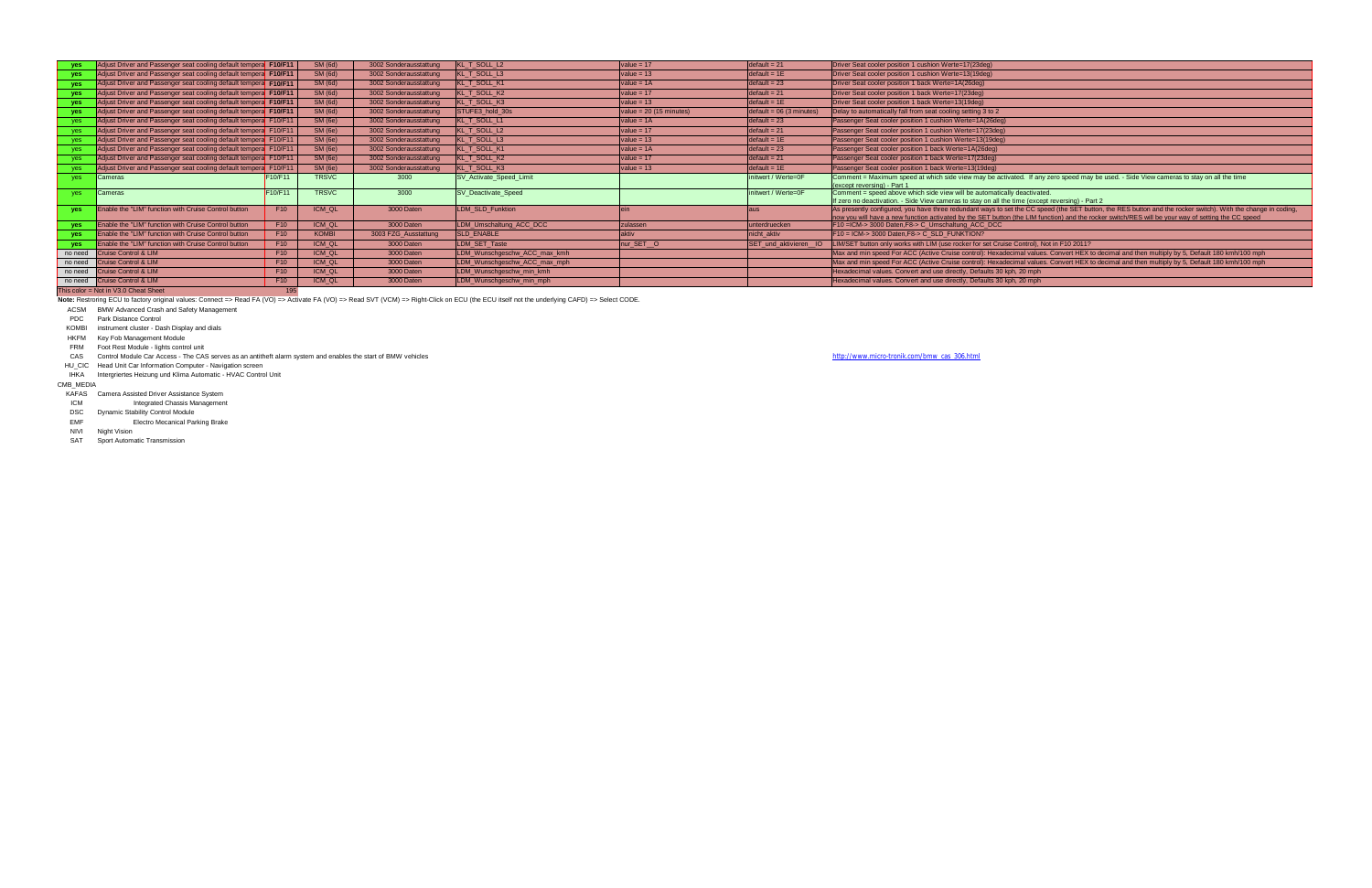| | | | | | | | | |
|---|---|---|---|---|---|---|---|---|
| yes | Adjust Driver and Passenger seat cooling default tempera | F10/F11 | SM (6d) | 3002 Sonderausstattung | KL_T_SOLL_L2 | value = 17 | default = 21 | Driver Seat cooler position 1 cushion Werte=17(23deg) |
| yes | Adjust Driver and Passenger seat cooling default tempera | F10/F11 | SM (6d) | 3002 Sonderausstattung | KL_T_SOLL_L3 | value = 13 | default = 1E | Driver Seat cooler position 1 cushion Werte=13(19deg) |
| yes | Adjust Driver and Passenger seat cooling default tempera | F10/F11 | SM (6d) | 3002 Sonderausstattung | KL_T_SOLL_K1 | value = 1A | default = 23 | Driver Seat cooler position 1 back Werte=1A(26deg) |
| yes | Adjust Driver and Passenger seat cooling default tempera | F10/F11 | SM (6d) | 3002 Sonderausstattung | KL_T_SOLL_K2 | value = 17 | default = 21 | Driver Seat cooler position 1 back Werte=17(23deg) |
| yes | Adjust Driver and Passenger seat cooling default tempera | F10/F11 | SM (6d) | 3002 Sonderausstattung | KL_T_SOLL_K3 | value = 13 | default = 1E | Driver Seat cooler position 1 back Werte=13(19deg) |
| yes | Adjust Driver and Passenger seat cooling default tempera | F10/F11 | SM (6d) | 3002 Sonderausstattung | STUFE3_hold_30s | value = 20 (15 minutes) | default = 06 (3 minutes) | Delay to automatically fall from seat cooling setting 3 to 2 |
| yes | Adjust Driver and Passenger seat cooling default tempera | F10/F11 | SM (6e) | 3002 Sonderausstattung | KL_T_SOLL_L1 | value = 1A | default = 23 | Passenger Seat cooler position 1 cushion Werte=1A(26deg) |
| yes | Adjust Driver and Passenger seat cooling default tempera | F10/F11 | SM (6e) | 3002 Sonderausstattung | KL_T_SOLL_L2 | value = 17 | default = 21 | Passenger Seat cooler position 1 cushion Werte=17(23deg) |
| yes | Adjust Driver and Passenger seat cooling default tempera | F10/F11 | SM (6e) | 3002 Sonderausstattung | KL_T_SOLL_L3 | value = 13 | default = 1E | Passenger Seat cooler position 1 cushion Werte=13(19deg) |
| yes | Adjust Driver and Passenger seat cooling default tempera | F10/F11 | SM (6e) | 3002 Sonderausstattung | KL_T_SOLL_K1 | value = 1A | default = 23 | Passenger Seat cooler position 1 back Werte=1A(26deg) |
| yes | Adjust Driver and Passenger seat cooling default tempera | F10/F11 | SM (6e) | 3002 Sonderausstattung | KL_T_SOLL_K2 | value = 17 | default = 21 | Passenger Seat cooler position 1 back Werte=17(23deg) |
| yes | Adjust Driver and Passenger seat cooling default tempera | F10/F11 | SM (6e) | 3002 Sonderausstattung | KL_T_SOLL_K3 | value = 13 | default = 1E | Passenger Seat cooler position 1 back Werte=13(19deg) |
| yes | Cameras | F10/F11 | TRSVC | 3000 | SV_Activate_Speed_Limit | | initwert / Werte=0F | Comment = Maximum speed at which side view may be activated. If any zero speed may be used. - Side View cameras to stay on all the time (except reversing) - Part 1 |
| yes | Cameras | F10/F11 | TRSVC | 3000 | SV_Deactivate_Speed | | initwert / Werte=0F | Comment = speed above which side view will be automatically deactivated. If zero no deactivation. - Side View cameras to stay on all the time (except reversing) - Part 2 |
| yes | Enable the "LIM" function with Cruise Control button | F10 | ICM_QL | 3000 Daten | LDM_SLD_Funktion | ein | aus | As presently configured, you have three redundant ways to set the CC speed (the SET button, the RES button and the rocker switch). With the change in coding, now you will have a new function activated by the SET button (the LIM function) and the rocker switch/RES will be your way of setting the CC speed |
| yes | Enable the "LIM" function with Cruise Control button | F10 | ICM_QL | 3000 Daten | LDM_Umschaltung_ACC_DCC | zulassen | unterdruecken | F10 =ICM-> 3000 Daten,F8-> C_Umschaltung_ACC_DCC |
| yes | Enable the "LIM" function with Cruise Control button | F10 | KOMBI | 3003 FZG_Ausstattung | SLD_ENABLE | aktiv | nicht_aktiv | F10 = ICM-> 3000 Daten,F8-> C_SLD_FUNKTION? |
| yes | Enable the "LIM" function with Cruise Control button | F10 | ICM_QL | 3000 Daten | LDM_SET_Taste | nur_SET__O | SET_und_aktivieren__IO | LIM/SET button only works with LIM (use rocker for set Cruise Control), Not in F10 2011? |
| no need | Cruise Control & LIM | F10 | ICM_QL | 3000 Daten | LDM_Wunschgeschw_ACC_max_kmh | | | Max and min speed For ACC (Active Cruise control): Hexadecimal values. Convert HEX to decimal and then multiply by 5, Default 180 kmh/100 mph |
| no need | Cruise Control & LIM | F10 | ICM_QL | 3000 Daten | LDM_Wunschgeschw_ACC_max_mph | | | Max and min speed For ACC (Active Cruise control): Hexadecimal values. Convert HEX to decimal and then multiply by 5, Default 180 kmh/100 mph |
| no need | Cruise Control & LIM | F10 | ICM_QL | 3000 Daten | LDM_Wunschgeschw_min_kmh | | | Hexadecimal values. Convert and use directly. Defaults 30 kph, 20 mph |
| no need | Cruise Control & LIM | F10 | ICM_QL | 3000 Daten | LDM_Wunschgeschw_min_mph | | | Hexadecimal values. Convert and use directly. Defaults 30 kph, 20 mph |
| This color = Not in V3.0 Cheat Sheet | | 195 | | | | | | |

**Note:** Restroring ECU to factory original values: Connect => Read FA (VO) => Activate FA (VO) => Read SVT (VCM) => Right-Click on ECU (the ECU itself not the underlying CAFD) => Select CODE.

ACSM BMW Advanced Crash and Safety Management
PDC Park Distance Control
KOMBI instrument cluster - Dash Display and dials
HKFM Key Fob Management Module
FRM Foot Rest Module - lights control unit
CAS Control Module Car Access - The CAS serves as an antitheft alarm system and enables the start of BMW vehicles
HU_CIC Head Unit Car Information Computer - Navigation screen
IHKA Intergriertes Heizung und Klima Automatic - HVAC Control Unit
CMB_MEDIA
KAFAS Camera Assisted Driver Assistance System
ICM Integrated Chassis Management
DSC Dynamic Stability Control Module
EMF Electro Mecanical Parking Brake
NIVI Night Vision
SAT Sport Automatic Transmission

http://www.micro-tronik.com/bmw_cas_306.html